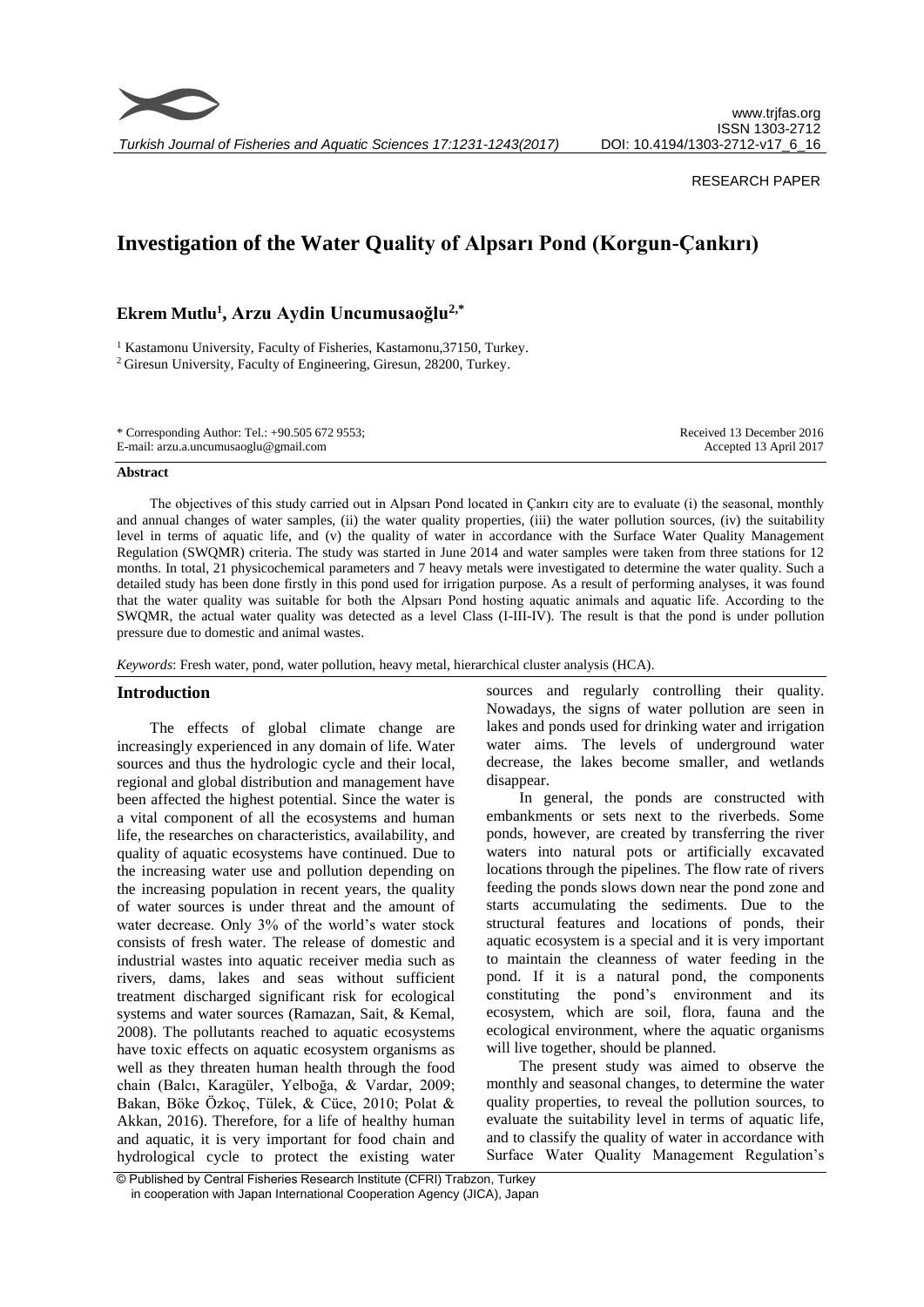RESEARCH PAPER

# Investigation of the Water Quality of Alpsarı Pond (Korgun-Çankırı)

**Ekrem Mutlu[1], Arzu Aydin Uncumusaoğlu[2,*]**

[1] Kastamonu University, Faculty of Fisheries, Kastamonu,37150, Turkey.
[2] Giresun University, Faculty of Engineering, Giresun, 28200, Turkey.

\* Corresponding Author: Tel.: +90.505 672 9553;
E-mail: arzu.a.uncumusaoglu@gmail.com

Received 13 December 2016
Accepted 13 April 2017

## Abstract

The objectives of this study carried out in Alpsarı Pond located in Çankırı city are to evaluate (i) the seasonal, monthly and annual changes of water samples, (ii) the water quality properties, (iii) the water pollution sources, (iv) the suitability level in terms of aquatic life, and (v) the quality of water in accordance with the Surface Water Quality Management Regulation (SWQMR) criteria. The study was started in June 2014 and water samples were taken from three stations for 12 months. In total, 21 physicochemical parameters and 7 heavy metals were investigated to determine the water quality. Such a detailed study has been done firstly in this pond used for irrigation purpose. As a result of performing analyses, it was found that the water quality was suitable for both the Alpsarı Pond hosting aquatic animals and aquatic life. According to the SWQMR, the actual water quality was detected as a level Class (I-III-IV). The result is that the pond is under pollution pressure due to domestic and animal wastes.

*Keywords*: Fresh water, pond, water pollution, heavy metal, hierarchical cluster analysis (HCA).

## Introduction

The effects of global climate change are increasingly experienced in any domain of life. Water sources and thus the hydrologic cycle and their local, regional and global distribution and management have been affected the highest potential. Since the water is a vital component of all the ecosystems and human life, the researches on characteristics, availability, and quality of aquatic ecosystems have continued. Due to the increasing water use and pollution depending on the increasing population in recent years, the quality of water sources is under threat and the amount of water decrease. Only 3% of the world's water stock consists of fresh water. The release of domestic and industrial wastes into aquatic receiver media such as rivers, dams, lakes and seas without sufficient treatment discharged significant risk for ecological systems and water sources (Ramazan, Sait, & Kemal, 2008). The pollutants reached to aquatic ecosystems have toxic effects on aquatic ecosystem organisms as well as they threaten human health through the food chain (Balcı, Karagüler, Yelboğa, & Vardar, 2009; Bakan, Böke Özkoç, Tülek, & Cüce, 2010; Polat & Akkan, 2016). Therefore, for a life of healthy human and aquatic, it is very important for food chain and hydrological cycle to protect the existing water sources and regularly controlling their quality. Nowadays, the signs of water pollution are seen in lakes and ponds used for drinking water and irrigation water aims. The levels of underground water decrease, the lakes become smaller, and wetlands disappear.

In general, the ponds are constructed with embankments or sets next to the riverbeds. Some ponds, however, are created by transferring the river waters into natural pots or artificially excavated locations through the pipelines. The flow rate of rivers feeding the ponds slows down near the pond zone and starts accumulating the sediments. Due to the structural features and locations of ponds, their aquatic ecosystem is a special and it is very important to maintain the cleanness of water feeding in the pond. If it is a natural pond, the components constituting the pond's environment and its ecosystem, which are soil, flora, fauna and the ecological environment, where the aquatic organisms will live together, should be planned.

The present study was aimed to observe the monthly and seasonal changes, to determine the water quality properties, to reveal the pollution sources, to evaluate the suitability level in terms of aquatic life, and to classify the quality of water in accordance with Surface Water Quality Management Regulation's

© Published by Central Fisheries Research Institute (CFRI) Trabzon, Turkey in cooperation with Japan International Cooperation Agency (JICA), Japan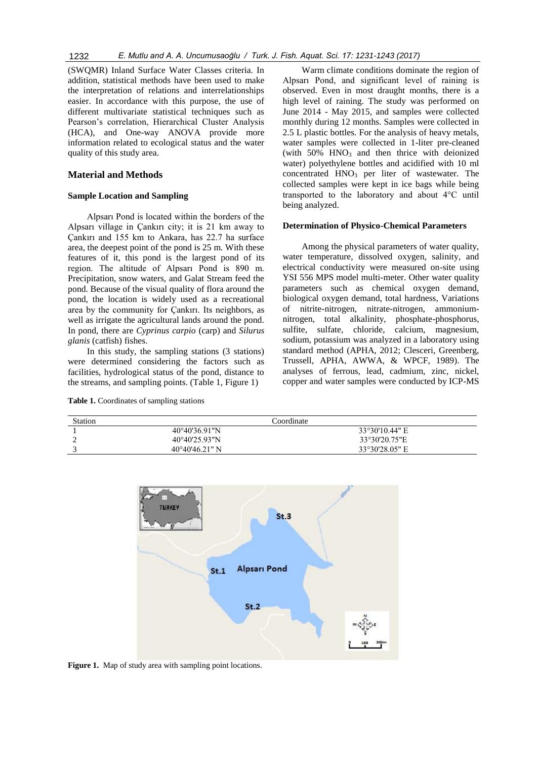(SWQMR) Inland Surface Water Classes criteria. In addition, statistical methods have been used to make the interpretation of relations and interrelationships easier. In accordance with this purpose, the use of different multivariate statistical techniques such as Pearson's correlation, Hierarchical Cluster Analysis (HCA), and One-way ANOVA provide more information related to ecological status and the water quality of this study area.

## Material and Methods

### Sample Location and Sampling

Alpsarı Pond is located within the borders of the Alpsarı village in Çankırı city; it is 21 km away to Çankırı and 155 km to Ankara, has 22.7 ha surface area, the deepest point of the pond is 25 m. With these features of it, this pond is the largest pond of its region. The altitude of Alpsarı Pond is 890 m. Precipitation, snow waters, and Galat Stream feed the pond. Because of the visual quality of flora around the pond, the location is widely used as a recreational area by the community for Çankırı. Its neighbors, as well as irrigate the agricultural lands around the pond. In pond, there are *Cyprinus carpio* (carp) and *Silurus glanis* (catfish) fishes.

In this study, the sampling stations (3 stations) were determined considering the factors such as facilities, hydrological status of the pond, distance to the streams, and sampling points. (Table 1, Figure 1)

Warm climate conditions dominate the region of Alpsarı Pond, and significant level of raining is observed. Even in most draught months, there is a high level of raining. The study was performed on June 2014 - May 2015, and samples were collected monthly during 12 months. Samples were collected in 2.5 L plastic bottles. For the analysis of heavy metals, water samples were collected in 1-liter pre-cleaned (with 50% $HNO_3$ and then thrice with deionized water) polyethylene bottles and acidified with 10 ml concentrated $HNO_3$ per liter of wastewater. The collected samples were kept in ice bags while being transported to the laboratory and about 4°C until being analyzed.

### Determination of Physico-Chemical Parameters

Among the physical parameters of water quality, water temperature, dissolved oxygen, salinity, and electrical conductivity were measured on-site using YSI 556 MPS model multi-meter. Other water quality parameters such as chemical oxygen demand, biological oxygen demand, total hardness, Variations of nitrite-nitrogen, nitrate-nitrogen, ammonium-nitrogen, total alkalinity, phosphate-phosphorus, sulfite, sulfate, chloride, calcium, magnesium, sodium, potassium was analyzed in a laboratory using standard method (APHA, 2012; Clesceri, Greenberg, Trussell, APHA, AWWA, & WPCF, 1989). The analyses of ferrous, lead, cadmium, zinc, nickel, copper and water samples were conducted by ICP-MS

**Table 1.** Coordinates of sampling stations

| Station | Coordinate | |
|---|---|---|
| 1 | 40°40'36.91"N | 33°30'10.44" E |
| 2 | 40°40'25.93"N | 33°30'20.75"E |
| 3 | 40°40'46.21" N | 33°30'28.05" E |

**Figure 1.** Map of study area with sampling point locations.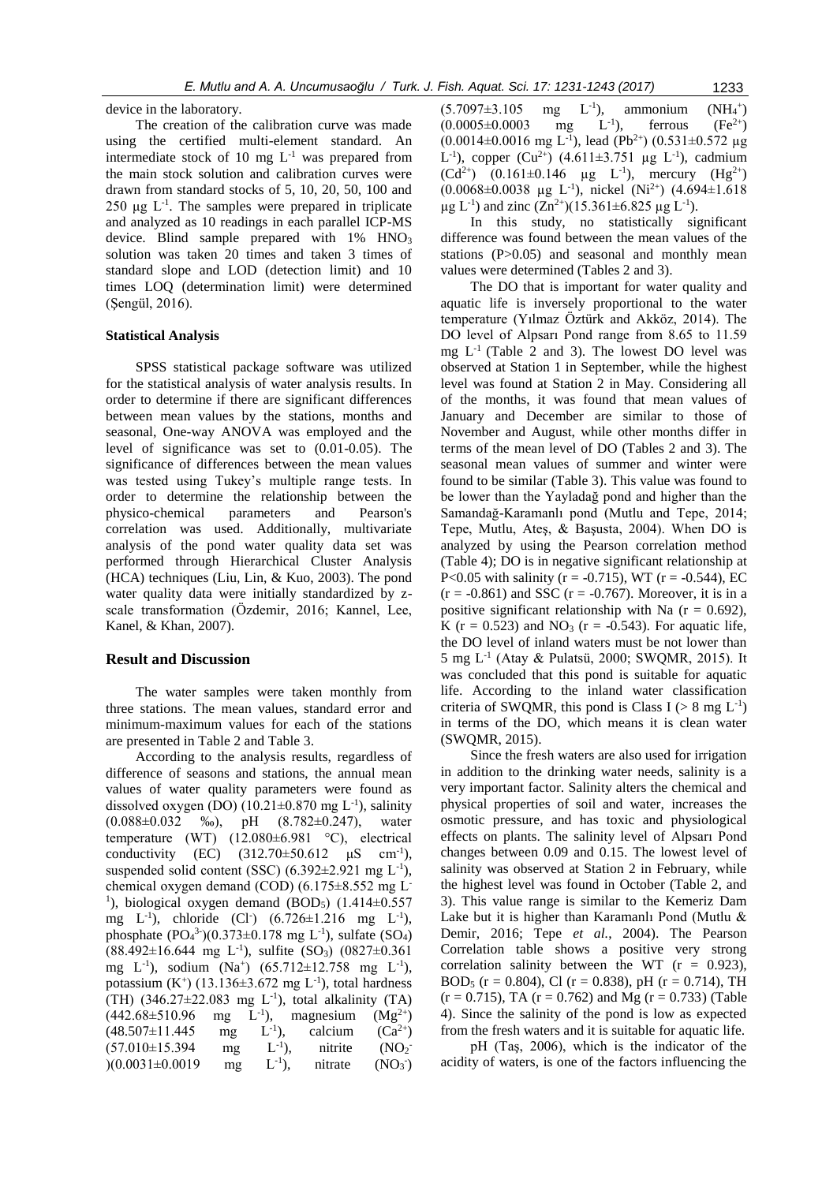device in the laboratory.

The creation of the calibration curve was made using the certified multi-element standard. An intermediate stock of 10 mg $L^{-1}$ was prepared from the main stock solution and calibration curves were drawn from standard stocks of 5, 10, 20, 50, 100 and 250 µg $L^{-1}$. The samples were prepared in triplicate and analyzed as 10 readings in each parallel ICP-MS device. Blind sample prepared with 1% $HNO_3$ solution was taken 20 times and taken 3 times of standard slope and LOD (detection limit) and 10 times LOQ (determination limit) were determined (Şengül, 2016).

#### Statistical Analysis

SPSS statistical package software was utilized for the statistical analysis of water analysis results. In order to determine if there are significant differences between mean values by the stations, months and seasonal, One-way ANOVA was employed and the level of significance was set to (0.01-0.05). The significance of differences between the mean values was tested using Tukey's multiple range tests. In order to determine the relationship between the physico-chemical parameters and Pearson's correlation was used. Additionally, multivariate analysis of the pond water quality data set was performed through Hierarchical Cluster Analysis (HCA) techniques (Liu, Lin, & Kuo, 2003). The pond water quality data were initially standardized by z-scale transformation (Özdemir, 2016; Kannel, Lee, Kanel, & Khan, 2007).

## Result and Discussion

The water samples were taken monthly from three stations. The mean values, standard error and minimum-maximum values for each of the stations are presented in Table 2 and Table 3.

According to the analysis results, regardless of difference of seasons and stations, the annual mean values of water quality parameters were found as dissolved oxygen (DO) (10.21±0.870 mg $L^{-1}$), salinity (0.088±0.032 ‰), pH (8.782±0.247), water temperature (WT) (12.080±6.981 °C), electrical conductivity (EC) (312.70±50.612 µS $cm^{-1}$), suspended solid content (SSC) (6.392±2.921 mg $L^{-1}$), chemical oxygen demand (COD) (6.175±8.552 mg $L^{-1}$), biological oxygen demand ($BOD_5$) (1.414±0.557 mg $L^{-1}$), chloride ($Cl^-$) (6.726±1.216 mg $L^{-1}$), phosphate ($PO_4^{3-}$)(0.373±0.178 mg $L^{-1}$), sulfate ($SO_4$) (88.492±16.644 mg $L^{-1}$), sulfite ($SO_3$) (0827±0.361 mg $L^{-1}$), sodium ($Na^+$) (65.712±12.758 mg $L^{-1}$), potassium ($K^+$) (13.136±3.672 mg $L^{-1}$), total hardness (TH) (346.27±22.083 mg $L^{-1}$), total alkalinity (TA) (442.68±510.96 mg $L^{-1}$), magnesium ($Mg^{2+}$) (48.507±11.445 mg $L^{-1}$), calcium ($Ca^{2+}$) (57.010±15.394 mg $L^{-1}$), nitrite ($NO_2^-$)(0.0031±0.0019 mg $L^{-1}$), nitrate ($NO_3^-$) (5.7097±3.105 mg $L^{-1}$), ammonium ($NH_4^+$) (0.0005±0.0003 mg $L^{-1}$), ferrous ($Fe^{2+}$) (0.0014±0.0016 mg $L^{-1}$), lead ($Pb^{2+}$) (0.531±0.572 µg $L^{-1}$), copper ($Cu^{2+}$) (4.611±3.751 µg $L^{-1}$), cadmium ($Cd^{2+}$) (0.161±0.146 µg $L^{-1}$), mercury ($Hg^{2+}$) (0.0068±0.0038 µg $L^{-1}$), nickel ($Ni^{2+}$) (4.694±1.618 µg $L^{-1}$) and zinc ($Zn^{2+}$)(15.361±6.825 µg $L^{-1}$).

In this study, no statistically significant difference was found between the mean values of the stations (P>0.05) and seasonal and monthly mean values were determined (Tables 2 and 3).

The DO that is important for water quality and aquatic life is inversely proportional to the water temperature (Yılmaz Öztürk and Akköz, 2014). The DO level of Alpsarı Pond range from 8.65 to 11.59 mg $L^{-1}$ (Table 2 and 3). The lowest DO level was observed at Station 1 in September, while the highest level was found at Station 2 in May. Considering all of the months, it was found that mean values of January and December are similar to those of November and August, while other months differ in terms of the mean level of DO (Tables 2 and 3). The seasonal mean values of summer and winter were found to be similar (Table 3). This value was found to be lower than the Yayladağ pond and higher than the Samandağ-Karamanlı pond (Mutlu and Tepe, 2014; Tepe, Mutlu, Ateş, & Başusta, 2004). When DO is analyzed by using the Pearson correlation method (Table 4); DO is in negative significant relationship at P<0.05 with salinity (r = -0.715), WT (r = -0.544), EC (r = -0.861) and SSC (r = -0.767). Moreover, it is in a positive significant relationship with Na (r = 0.692), K (r = 0.523) and $NO_3$ (r = -0.543). For aquatic life, the DO level of inland waters must be not lower than 5 mg $L^{-1}$ (Atay & Pulatsü, 2000; SWQMR, 2015). It was concluded that this pond is suitable for aquatic life. According to the inland water classification criteria of SWQMR, this pond is Class I (> 8 mg $L^{-1}$) in terms of the DO, which means it is clean water (SWQMR, 2015).

Since the fresh waters are also used for irrigation in addition to the drinking water needs, salinity is a very important factor. Salinity alters the chemical and physical properties of soil and water, increases the osmotic pressure, and has toxic and physiological effects on plants. The salinity level of Alpsarı Pond changes between 0.09 and 0.15. The lowest level of salinity was observed at Station 2 in February, while the highest level was found in October (Table 2, and 3). This value range is similar to the Kemeriz Dam Lake but it is higher than Karamanlı Pond (Mutlu & Demir, 2016; Tepe *et al.*, 2004). The Pearson Correlation table shows a positive very strong correlation salinity between the WT (r = 0.923), $BOD_5$ (r = 0.804), Cl (r = 0.838), pH (r = 0.714), TH (r = 0.715), TA (r = 0.762) and Mg (r = 0.733) (Table 4). Since the salinity of the pond is low as expected from the fresh waters and it is suitable for aquatic life.

pH (Taş, 2006), which is the indicator of the acidity of waters, is one of the factors influencing the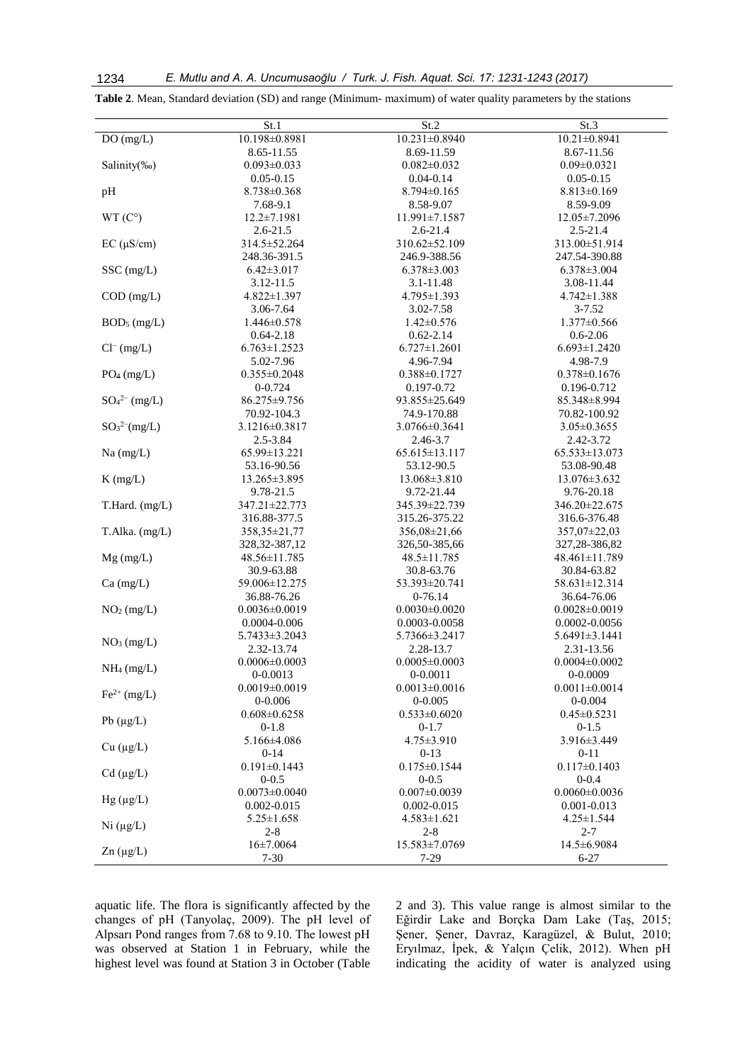**Table 2**. Mean, Standard deviation (SD) and range (Minimum- maximum) of water quality parameters by the stations

| | St.1 | St.2 | St.3 |
|---|---|---|---|
| DO (mg/L) | 10.198±0.8981 | 10.231±0.8940 | 10.21±0.8941 |
| | 8.65-11.55 | 8.69-11.59 | 8.67-11.56 |
| Salinity(‰) | 0.093±0.033 | 0.082±0.032 | 0.09±0.0321 |
| | 0.05-0.15 | 0.04-0.14 | 0.05-0.15 |
| pH | 8.738±0.368 | 8.794±0.165 | 8.813±0.169 |
| | 7.68-9.1 | 8.58-9.07 | 8.59-9.09 |
| WT (C°) | 12.2±7.1981 | 11.991±7.1587 | 12.05±7.2096 |
| | 2.6-21.5 | 2.6-21.4 | 2.5-21.4 |
| EC (μS/cm) | 314.5±52.264 | 310.62±52.109 | 313.00±51.914 |
| | 248.36-391.5 | 246.9-388.56 | 247.54-390.88 |
| SSC (mg/L) | 6.42±3.017 | 6.378±3.003 | 6.378±3.004 |
| | 3.12-11.5 | 3.1-11.48 | 3.08-11.44 |
| COD (mg/L) | 4.822±1.397 | 4.795±1.393 | 4.742±1.388 |
| | 3.06-7.64 | 3.02-7.58 | 3-7.52 |
| $BOD_5$ (mg/L) | 1.446±0.578 | 1.42±0.576 | 1.377±0.566 |
| | 0.64-2.18 | 0.62-2.14 | 0.6-2.06 |
| $Cl^-$ (mg/L) | 6.763±1.2523 | 6.727±1.2601 | 6.693±1.2420 |
| | 5.02-7.96 | 4.96-7.94 | 4.98-7.9 |
| $PO_4$ (mg/L) | 0.355±0.2048 | 0.388±0.1727 | 0.378±0.1676 |
| | 0-0.724 | 0.197-0.72 | 0.196-0.712 |
| $SO_4^{2-}$ (mg/L) | 86.275±9.756 | 93.855±25.649 | 85.348±8.994 |
| | 70.92-104.3 | 74.9-170.88 | 70.82-100.92 |
| $SO_3^{2-}$(mg/L) | 3.1216±0.3817 | 3.0766±0.3641 | 3.05±0.3655 |
| | 2.5-3.84 | 2.46-3.7 | 2.42-3.72 |
| Na (mg/L) | 65.99±13.221 | 65.615±13.117 | 65.533±13.073 |
| | 53.16-90.56 | 53.12-90.5 | 53.08-90.48 |
| K (mg/L) | 13.265±3.895 | 13.068±3.810 | 13.076±3.632 |
| | 9.78-21.5 | 9.72-21.44 | 9.76-20.18 |
| T.Hard. (mg/L) | 347.21±22.773 | 345.39±22.739 | 346.20±22.675 |
| | 316.88-377.5 | 315.26-375.22 | 316.6-376.48 |
| T.Alka. (mg/L) | 358,35±21,77 | 356,08±21,66 | 357,07±22,03 |
| | 328,32-387,12 | 326,50-385,66 | 327,28-386,82 |
| Mg (mg/L) | 48.56±11.785 | 48.5±11.785 | 48.461±11.789 |
| | 30.9-63.88 | 30.8-63.76 | 30.84-63.82 |
| Ca (mg/L) | 59.006±12.275 | 53.393±20.741 | 58.631±12.314 |
| | 36.88-76.26 | 0-76.14 | 36.64-76.06 |
| $NO_2$ (mg/L) | 0.0036±0.0019 | 0.0030±0.0020 | 0.0028±0.0019 |
| | 0.0004-0.006 | 0.0003-0.0058 | 0.0002-0.0056 |
| $NO_3$ (mg/L) | 5.7433±3.2043 | 5.7366±3.2417 | 5.6491±3.1441 |
| | 2.32-13.74 | 2.28-13.7 | 2.31-13.56 |
| $NH_4$ (mg/L) | 0.0006±0.0003 | 0.0005±0.0003 | 0.0004±0.0002 |
| | 0-0.0013 | 0-0.0011 | 0-0.0009 |
| $Fe^{2+}$ (mg/L) | 0.0019±0.0019 | 0.0013±0.0016 | 0.0011±0.0014 |
| | 0-0.006 | 0-0.005 | 0-0.004 |
| Pb (μg/L) | 0.608±0.6258 | 0.533±0.6020 | 0.45±0.5231 |
| | 0-1.8 | 0-1.7 | 0-1.5 |
| Cu (μg/L) | 5.166±4.086 | 4.75±3.910 | 3.916±3.449 |
| | 0-14 | 0-13 | 0-11 |
| Cd (μg/L) | 0.191±0.1443 | 0.175±0.1544 | 0.117±0.1403 |
| | 0-0.5 | 0-0.5 | 0-0.4 |
| Hg (μg/L) | 0.0073±0.0040 | 0.007±0.0039 | 0.0060±0.0036 |
| | 0.002-0.015 | 0.002-0.015 | 0.001-0.013 |
| Ni (μg/L) | 5.25±1.658 | 4.583±1.621 | 4.25±1.544 |
| | 2-8 | 2-8 | 2-7 |
| Zn (μg/L) | 16±7.0064 | 15.583±7.0769 | 14.5±6.9084 |
| | 7-30 | 7-29 | 6-27 |

aquatic life. The flora is significantly affected by the changes of pH (Tanyolaç, 2009). The pH level of Alpsarı Pond ranges from 7.68 to 9.10. The lowest pH was observed at Station 1 in February, while the highest level was found at Station 3 in October (Table 2 and 3). This value range is almost similar to the Eğirdir Lake and Borçka Dam Lake (Taş, 2015; Şener, Şener, Davraz, Karagüzel, & Bulut, 2010; Eryılmaz, İpek, & Yalçın Çelik, 2012). When pH indicating the acidity of water is analyzed using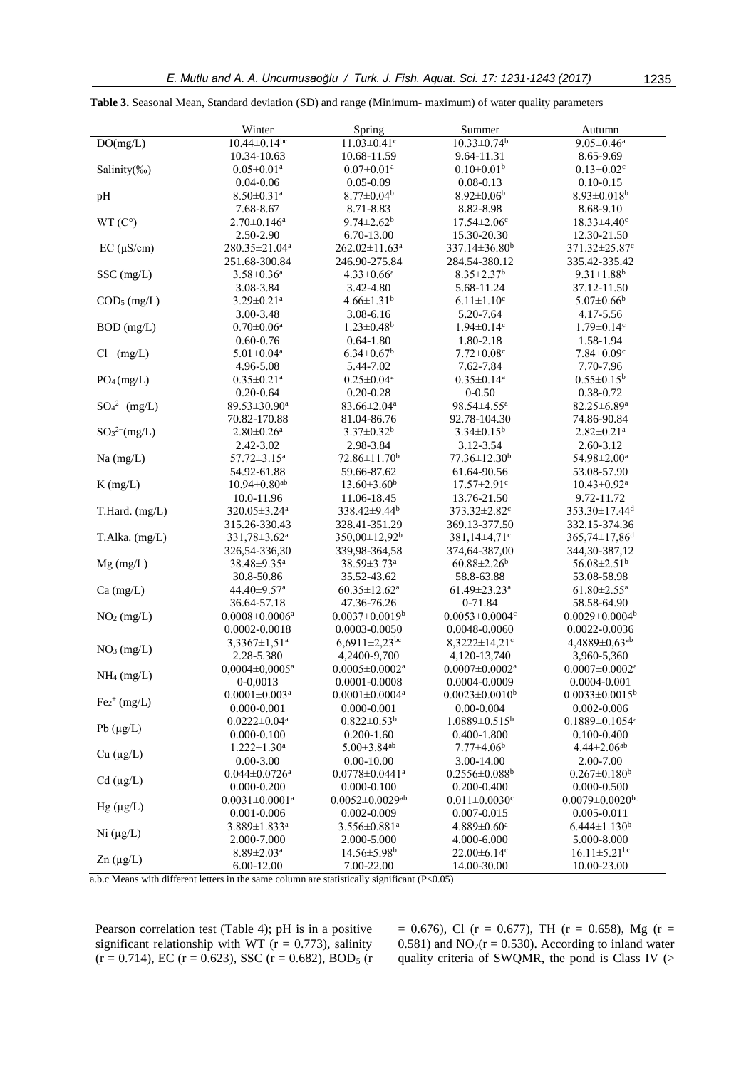**Table 3.** Seasonal Mean, Standard deviation (SD) and range (Minimum- maximum) of water quality parameters

| | Winter | Spring | Summer | Autumn |
|---|---|---|---|---|
| DO(mg/L) | $10.44{\pm}0.14^{bc}$ | $11.03{\pm}0.41^{c}$ | $10.33{\pm}0.74^{b}$ | $9.05{\pm}0.46^{a}$ |
| | 10.34-10.63 | 10.68-11.59 | 9.64-11.31 | 8.65-9.69 |
| Salinity(‰) | $0.05{\pm}0.01^{a}$ | $0.07{\pm}0.01^{a}$ | $0.10{\pm}0.01^{b}$ | $0.13{\pm}0.02^{c}$ |
| | 0.04-0.06 | 0.05-0.09 | 0.08-0.13 | 0.10-0.15 |
| pH | $8.50{\pm}0.31^{a}$ | $8.77{\pm}0.04^{b}$ | $8.92{\pm}0.06^{b}$ | $8.93{\pm}0.018^{b}$ |
| | 7.68-8.67 | 8.71-8.83 | 8.82-8.98 | 8.68-9.10 |
| WT (C°) | $2.70{\pm}0.146^{a}$ | $9.74{\pm}2.62^{b}$ | $17.54{\pm}2.06^{c}$ | $18.33{\pm}4.40^{c}$ |
| | 2.50-2.90 | 6.70-13.00 | 15.30-20.30 | 12.30-21.50 |
| EC (μS/cm) | $280.35{\pm}21.04^{a}$ | $262.02{\pm}11.63^{a}$ | $337.14{\pm}36.80^{b}$ | $371.32{\pm}25.87^{c}$ |
| | 251.68-300.84 | 246.90-275.84 | 284.54-380.12 | 335.42-335.42 |
| SSC (mg/L) | $3.58{\pm}0.36^{a}$ | $4.33{\pm}0.66^{a}$ | $8.35{\pm}2.37^{b}$ | $9.31{\pm}1.88^{b}$ |
| | 3.08-3.84 | 3.42-4.80 | 5.68-11.24 | 37.12-11.50 |
| $COD_5$ (mg/L) | $3.29{\pm}0.21^{a}$ | $4.66{\pm}1.31^{b}$ | $6.11{\pm}1.10^{c}$ | $5.07{\pm}0.66^{b}$ |
| | 3.00-3.48 | 3.08-6.16 | 5.20-7.64 | 4.17-5.56 |
| BOD (mg/L) | $0.70{\pm}0.06^{a}$ | $1.23{\pm}0.48^{b}$ | $1.94{\pm}0.14^{c}$ | $1.79{\pm}0.14^{c}$ |
| | 0.60-0.76 | 0.64-1.80 | 1.80-2.18 | 1.58-1.94 |
| $Cl^-$ (mg/L) | $5.01{\pm}0.04^{a}$ | $6.34{\pm}0.67^{b}$ | $7.72{\pm}0.08^{c}$ | $7.84{\pm}0.09^{c}$ |
| | 4.96-5.08 | 5.44-7.02 | 7.62-7.84 | 7.70-7.96 |
| $PO_4$ (mg/L) | $0.35{\pm}0.21^{a}$ | $0.25{\pm}0.04^{a}$ | $0.35{\pm}0.14^{a}$ | $0.55{\pm}0.15^{b}$ |
| | 0.20-0.64 | 0.20-0.28 | 0-0.50 | 0.38-0.72 |
| $SO_4^{2-}$ (mg/L) | $89.53{\pm}30.90^{a}$ | $83.66{\pm}2.04^{a}$ | $98.54{\pm}4.55^{a}$ | $82.25{\pm}6.89^{a}$ |
| | 70.82-170.88 | 81.04-86.76 | 92.78-104.30 | 74.86-90.84 |
| $SO_3^{2-}$(mg/L) | $2.80{\pm}0.26^{a}$ | $3.37{\pm}0.32^{b}$ | $3.34{\pm}0.15^{b}$ | $2.82{\pm}0.21^{a}$ |
| | 2.42-3.02 | 2.98-3.84 | 3.12-3.54 | 2.60-3.12 |
| Na (mg/L) | $57.72{\pm}3.15^{a}$ | $72.86{\pm}11.70^{b}$ | $77.36{\pm}12.30^{b}$ | $54.98{\pm}2.00^{a}$ |
| | 54.92-61.88 | 59.66-87.62 | 61.64-90.56 | 53.08-57.90 |
| K (mg/L) | $10.94{\pm}0.80^{ab}$ | $13.60{\pm}3.60^{b}$ | $17.57{\pm}2.91^{c}$ | $10.43{\pm}0.92^{a}$ |
| | 10.0-11.96 | 11.06-18.45 | 13.76-21.50 | 9.72-11.72 |
| T.Hard. (mg/L) | $320.05{\pm}3.24^{a}$ | $338.42{\pm}9.44^{b}$ | $373.32{\pm}2.82^{c}$ | $353.30{\pm}17.44^{d}$ |
| | 315.26-330.43 | 328.41-351.29 | 369.13-377.50 | 332.15-374.36 |
| T.Alka. (mg/L) | $331,78{\pm}3.62^{a}$ | $350,00{\pm}12,92^{b}$ | $381,14{\pm}4,71^{c}$ | $365,74{\pm}17,86^{d}$ |
| | 326,54-336,30 | 339,98-364,58 | 374,64-387,00 | 344,30-387,12 |
| Mg (mg/L) | $38.48{\pm}9.35^{a}$ | $38.59{\pm}3.73^{a}$ | $60.88{\pm}2.26^{b}$ | $56.08{\pm}2.51^{b}$ |
| | 30.8-50.86 | 35.52-43.62 | 58.8-63.88 | 53.08-58.98 |
| Ca (mg/L) | $44.40{\pm}9.57^{a}$ | $60.35{\pm}12.62^{a}$ | $61.49{\pm}23.23^{a}$ | $61.80{\pm}2.55^{a}$ |
| | 36.64-57.18 | 47.36-76.26 | 0-71.84 | 58.58-64.90 |
| $NO_2$ (mg/L) | $0.0008{\pm}0.0006^{a}$ | $0.0037{\pm}0.0019^{b}$ | $0.0053{\pm}0.0004^{c}$ | $0.0029{\pm}0.0004^{b}$ |
| | 0.0002-0.0018 | 0.0003-0.0050 | 0.0048-0.0060 | 0.0022-0.0036 |
| $NO_3$ (mg/L) | $3,3367{\pm}1,51^{a}$ | $6,6911{\pm}2,23^{bc}$ | $8,3222{\pm}14,21^{c}$ | $4,4889{\pm}0,63^{ab}$ |
| | 2.28-5.380 | 4,2400-9,700 | 4,120-13,740 | 3,960-5,360 |
| $NH_4$ (mg/L) | $0,0004{\pm}0,0005^{a}$ | $0.0005{\pm}0.0002^{a}$ | $0.0007{\pm}0.0002^{a}$ | $0.0007{\pm}0.0002^{a}$ |
| | 0-0,0013 | 0.0001-0.0008 | 0.0004-0.0009 | 0.0004-0.001 |
| $Fe_2^+$ (mg/L) | $0.0001{\pm}0.003^{a}$ | $0.0001{\pm}0.0004^{a}$ | $0.0023{\pm}0.0010^{b}$ | $0.0033{\pm}0.0015^{b}$ |
| | 0.000-0.001 | 0.000-0.001 | 0.00-0.004 | 0.002-0.006 |
| Pb (μg/L) | $0.0222{\pm}0.04^{a}$ | $0.822{\pm}0.53^{b}$ | $1.0889{\pm}0.515^{b}$ | $0.1889{\pm}0.1054^{a}$ |
| | 0.000-0.100 | 0.200-1.60 | 0.400-1.800 | 0.100-0.400 |
| Cu (μg/L) | $1.222{\pm}1.30^{a}$ | $5.00{\pm}3.84^{ab}$ | $7.77{\pm}4.06^{b}$ | $4.44{\pm}2.06^{ab}$ |
| | 0.00-3.00 | 0.00-10.00 | 3.00-14.00 | 2.00-7.00 |
| Cd (μg/L) | $0.044{\pm}0.0726^{a}$ | $0.0778{\pm}0.0441^{a}$ | $0.2556{\pm}0.088^{b}$ | $0.267{\pm}0.180^{b}$ |
| | 0.000-0.200 | 0.000-0.100 | 0.200-0.400 | 0.000-0.500 |
| Hg (μg/L) | $0.0031{\pm}0.0001^{a}$ | $0.0052{\pm}0.0029^{ab}$ | $0.011{\pm}0.0030^{c}$ | $0.0079{\pm}0.0020^{bc}$ |
| | 0.001-0.006 | 0.002-0.009 | 0.007-0.015 | 0.005-0.011 |
| Ni (μg/L) | $3.889{\pm}1.833^{a}$ | $3.556{\pm}0.881^{a}$ | $4.889{\pm}0.60^{a}$ | $6.444{\pm}1.130^{b}$ |
| | 2.000-7.000 | 2.000-5.000 | 4.000-6.000 | 5.000-8.000 |
| Zn (μg/L) | $8.89{\pm}2.03^{a}$ | $14.56{\pm}5.98^{b}$ | $22.00{\pm}6.14^{c}$ | $16.11{\pm}5.21^{bc}$ |
| | 6.00-12.00 | 7.00-22.00 | 14.00-30.00 | 10.00-23.00 |

a.b.c Means with different letters in the same column are statistically significant ($P<0.05$)

Pearson correlation test (Table 4); pH is in a positive significant relationship with WT ($r = 0.773$), salinity ($r = 0.714$), EC ($r = 0.623$), SSC ($r = 0.682$), $BOD_5$ ($r = 0.676$), Cl ($r = 0.677$), TH ($r = 0.658$), Mg ($r = 0.581$) and $NO_2$($r = 0.530$). According to inland water quality criteria of SWQMR, the pond is Class IV (>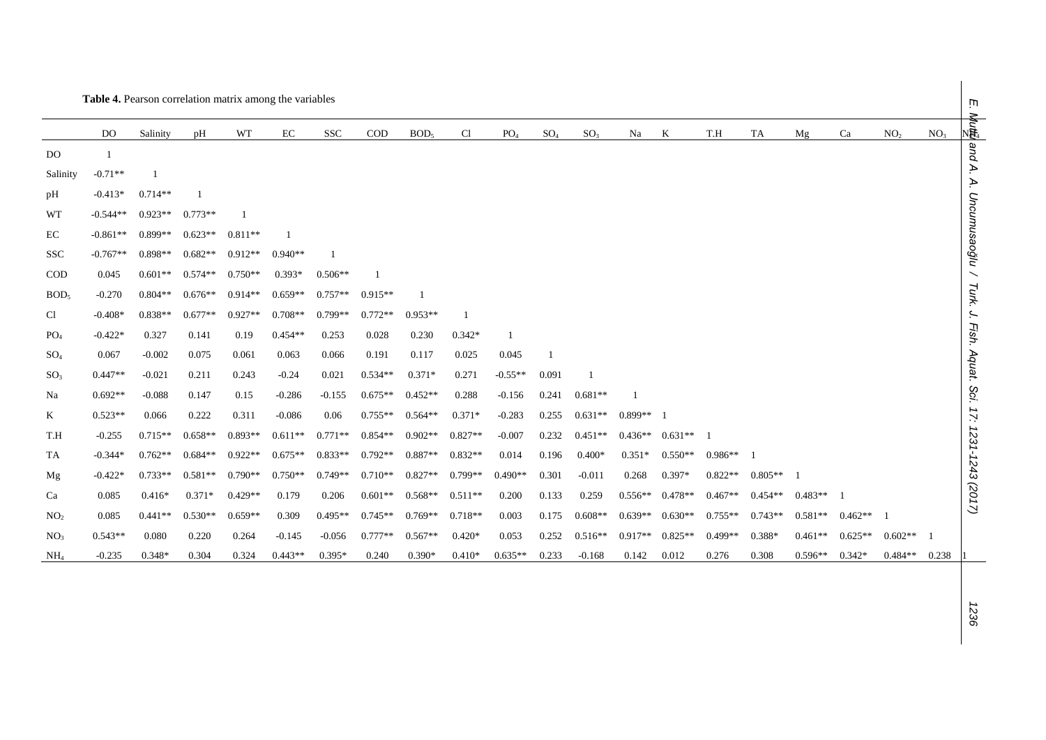**Table 4.** Pearson correlation matrix among the variables

| | DO | Salinity | pH | WT | EC | SSC | COD | $BOD_5$ | Cl | $PO_4$ | $SO_4$ | $SO_3$ | Na | K | T.H | TA | Mg | Ca | $NO_2$ | $NO_3$ | $NH_4$ |
|---|---|---|---|---|---|---|---|---|---|---|---|---|---|---|---|---|---|---|---|---|---|
| DO | 1 | | | | | | | | | | | | | | | | | | | | |
| Salinity | -0.71** | 1 | | | | | | | | | | | | | | | | | | | |
| pH | -0.413* | 0.714** | 1 | | | | | | | | | | | | | | | | | | |
| WT | -0.544** | 0.923** | 0.773** | 1 | | | | | | | | | | | | | | | | | |
| EC | -0.861** | 0.899** | 0.623** | 0.811** | 1 | | | | | | | | | | | | | | | | |
| SSC | -0.767** | 0.898** | 0.682** | 0.912** | 0.940** | 1 | | | | | | | | | | | | | | | |
| COD | 0.045 | 0.601** | 0.574** | 0.750** | 0.393* | 0.506** | 1 | | | | | | | | | | | | | | |
| $BOD_5$ | -0.270 | 0.804** | 0.676** | 0.914** | 0.659** | 0.757** | 0.915** | 1 | | | | | | | | | | | | | |
| Cl | -0.408* | 0.838** | 0.677** | 0.927** | 0.708** | 0.799** | 0.772** | 0.953** | 1 | | | | | | | | | | | | |
| $PO_4$ | -0.422* | 0.327 | 0.141 | 0.19 | 0.454** | 0.253 | 0.028 | 0.230 | 0.342* | 1 | | | | | | | | | | | |
| $SO_4$ | 0.067 | -0.002 | 0.075 | 0.061 | 0.063 | 0.066 | 0.191 | 0.117 | 0.025 | 0.045 | 1 | | | | | | | | | | |
| $SO_3$ | 0.447** | -0.021 | 0.211 | 0.243 | -0.24 | 0.021 | 0.534** | 0.371* | 0.271 | -0.55** | 0.091 | 1 | | | | | | | | | |
| Na | 0.692** | -0.088 | 0.147 | 0.15 | -0.286 | -0.155 | 0.675** | 0.452** | 0.288 | -0.156 | 0.241 | 0.681** | 1 | | | | | | | | |
| K | 0.523** | 0.066 | 0.222 | 0.311 | -0.086 | 0.06 | 0.755** | 0.564** | 0.371* | -0.283 | 0.255 | 0.631** | 0.899** | 1 | | | | | | | |
| T.H | -0.255 | 0.715** | 0.658** | 0.893** | 0.611** | 0.771** | 0.854** | 0.902** | 0.827** | -0.007 | 0.232 | 0.451** | 0.436** | 0.631** | 1 | | | | | | |
| TA | -0.344* | 0.762** | 0.684** | 0.922** | 0.675** | 0.833** | 0.792** | 0.887** | 0.832** | 0.014 | 0.196 | 0.400* | 0.351* | 0.550** | 0.986** | 1 | | | | | |
| Mg | -0.422* | 0.733** | 0.581** | 0.790** | 0.750** | 0.749** | 0.710** | 0.827** | 0.799** | 0.490** | 0.301 | -0.011 | 0.268 | 0.397* | 0.822** | 0.805** | 1 | | | | |
| Ca | 0.085 | 0.416* | 0.371* | 0.429** | 0.179 | 0.206 | 0.601** | 0.568** | 0.511** | 0.200 | 0.133 | 0.259 | 0.556** | 0.478** | 0.467** | 0.454** | 0.483** | 1 | | | |
| $NO_2$ | 0.085 | 0.441** | 0.530** | 0.659** | 0.309 | 0.495** | 0.745** | 0.769** | 0.718** | 0.003 | 0.175 | 0.608** | 0.639** | 0.630** | 0.755** | 0.743** | 0.581** | 0.462** | 1 | | |
| $NO_3$ | 0.543** | 0.080 | 0.220 | 0.264 | -0.145 | -0.056 | 0.777** | 0.567** | 0.420* | 0.053 | 0.252 | 0.516** | 0.917** | 0.825** | 0.499** | 0.388* | 0.461** | 0.625** | 0.602** | 1 | |
| $NH_4$ | -0.235 | 0.348* | 0.304 | 0.324 | 0.443** | 0.395* | 0.240 | 0.390* | 0.410* | 0.635** | 0.233 | -0.168 | 0.142 | 0.012 | 0.276 | 0.308 | 0.596** | 0.342* | 0.484** | 0.238 | 1 |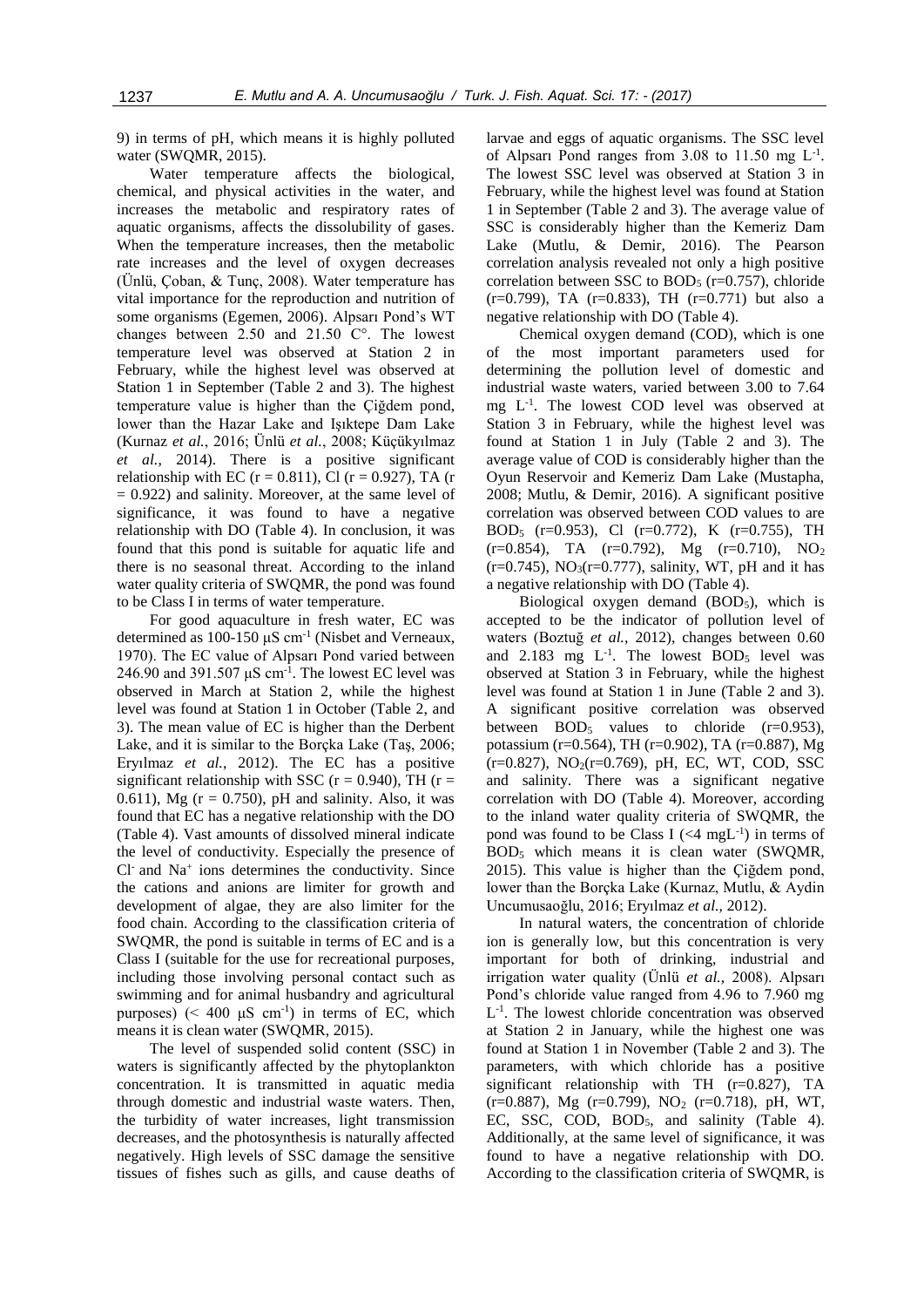9) in terms of pH, which means it is highly polluted water (SWQMR, 2015).

Water temperature affects the biological, chemical, and physical activities in the water, and increases the metabolic and respiratory rates of aquatic organisms, affects the dissolubility of gases. When the temperature increases, then the metabolic rate increases and the level of oxygen decreases (Ünlü, Çoban, & Tunç, 2008). Water temperature has vital importance for the reproduction and nutrition of some organisms (Egemen, 2006). Alpsarı Pond's WT changes between 2.50 and 21.50 C°. The lowest temperature level was observed at Station 2 in February, while the highest level was observed at Station 1 in September (Table 2 and 3). The highest temperature value is higher than the Çiğdem pond, lower than the Hazar Lake and Işıktepe Dam Lake (Kurnaz *et al.*, 2016; Ünlü *et al.*, 2008; Küçükyılmaz *et al.*, 2014). There is a positive significant relationship with EC ($r = 0.811$), Cl ($r = 0.927$), TA ($r = 0.922$) and salinity. Moreover, at the same level of significance, it was found to have a negative relationship with DO (Table 4). In conclusion, it was found that this pond is suitable for aquatic life and there is no seasonal threat. According to the inland water quality criteria of SWQMR, the pond was found to be Class I in terms of water temperature.

For good aquaculture in fresh water, EC was determined as 100-150 µS $cm^{-1}$ (Nisbet and Verneaux, 1970). The EC value of Alpsarı Pond varied between 246.90 and 391.507 µS $cm^{-1}$. The lowest EC level was observed in March at Station 2, while the highest level was found at Station 1 in October (Table 2, and 3). The mean value of EC is higher than the Derbent Lake, and it is similar to the Borçka Lake (Taş, 2006; Eryılmaz *et al.*, 2012). The EC has a positive significant relationship with SSC ($r = 0.940$), TH ($r = 0.611$), Mg ($r = 0.750$), pH and salinity. Also, it was found that EC has a negative relationship with the DO (Table 4). Vast amounts of dissolved mineral indicate the level of conductivity. Especially the presence of $Cl^-$ and $Na^+$ ions determines the conductivity. Since the cations and anions are limiter for growth and development of algae, they are also limiter for the food chain. According to the classification criteria of SWQMR, the pond is suitable in terms of EC and is a Class I (suitable for the use for recreational purposes, including those involving personal contact such as swimming and for animal husbandry and agricultural purposes) (< 400 µS $cm^{-1}$) in terms of EC, which means it is clean water (SWQMR, 2015).

The level of suspended solid content (SSC) in waters is significantly affected by the phytoplankton concentration. It is transmitted in aquatic media through domestic and industrial waste waters. Then, the turbidity of water increases, light transmission decreases, and the photosynthesis is naturally affected negatively. High levels of SSC damage the sensitive tissues of fishes such as gills, and cause deaths of larvae and eggs of aquatic organisms. The SSC level of Alpsarı Pond ranges from 3.08 to 11.50 mg $L^{-1}$. The lowest SSC level was observed at Station 3 in February, while the highest level was found at Station 1 in September (Table 2 and 3). The average value of SSC is considerably higher than the Kemeriz Dam Lake (Mutlu, & Demir, 2016). The Pearson correlation analysis revealed not only a high positive correlation between SSC to $BOD_5$ ($r=0.757$), chloride ($r=0.799$), TA ($r=0.833$), TH ($r=0.771$) but also a negative relationship with DO (Table 4).

Chemical oxygen demand (COD), which is one of the most important parameters used for determining the pollution level of domestic and industrial waste waters, varied between 3.00 to 7.64 mg $L^{-1}$. The lowest COD level was observed at Station 3 in February, while the highest level was found at Station 1 in July (Table 2 and 3). The average value of COD is considerably higher than the Oyun Reservoir and Kemeriz Dam Lake (Mustapha, 2008; Mutlu, & Demir, 2016). A significant positive correlation was observed between COD values to are $BOD_5$ ($r=0.953$), Cl ($r=0.772$), K ($r=0.755$), TH ($r=0.854$), TA ($r=0.792$), Mg ($r=0.710$), $NO_2$ ($r=0.745$), $NO_3$($r=0.777$), salinity, WT, pH and it has a negative relationship with DO (Table 4).

Biological oxygen demand ($BOD_5$), which is accepted to be the indicator of pollution level of waters (Boztuğ *et al.*, 2012), changes between 0.60 and 2.183 mg $L^{-1}$. The lowest $BOD_5$ level was observed at Station 3 in February, while the highest level was found at Station 1 in June (Table 2 and 3). A significant positive correlation was observed between $BOD_5$ values to chloride ($r=0.953$), potassium ($r=0.564$), TH ($r=0.902$), TA ($r=0.887$), Mg ($r=0.827$), $NO_2$($r=0.769$), pH, EC, WT, COD, SSC and salinity. There was a significant negative correlation with DO (Table 4). Moreover, according to the inland water quality criteria of SWQMR, the pond was found to be Class I (<4 mg$L^{-1}$) in terms of $BOD_5$ which means it is clean water (SWQMR, 2015). This value is higher than the Çiğdem pond, lower than the Borçka Lake (Kurnaz, Mutlu, & Aydin Uncumusaoğlu, 2016; Eryılmaz *et al.,* 2012).

In natural waters, the concentration of chloride ion is generally low, but this concentration is very important for both of drinking, industrial and irrigation water quality (Ünlü *et al.,* 2008). Alpsarı Pond's chloride value ranged from 4.96 to 7.960 mg $L^{-1}$. The lowest chloride concentration was observed at Station 2 in January, while the highest one was found at Station 1 in November (Table 2 and 3). The parameters, with which chloride has a positive significant relationship with TH ($r=0.827$), TA ($r=0.887$), Mg ($r=0.799$), $NO_2$ ($r=0.718$), pH, WT, EC, SSC, COD, $BOD_5$, and salinity (Table 4). Additionally, at the same level of significance, it was found to have a negative relationship with DO. According to the classification criteria of SWQMR, is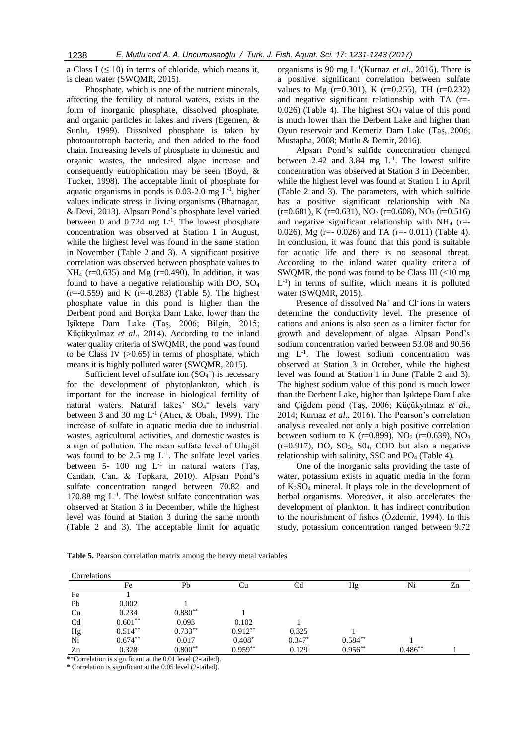a Class I ($\leq$ 10) in terms of chloride, which means it, is clean water (SWQMR, 2015).

Phosphate, which is one of the nutrient minerals, affecting the fertility of natural waters, exists in the form of inorganic phosphate, dissolved phosphate, and organic particles in lakes and rivers (Egemen, & Sunlu, 1999). Dissolved phosphate is taken by photoautotroph bacteria, and then added to the food chain. Increasing levels of phosphate in domestic and organic wastes, the undesired algae increase and consequently eutrophication may be seen (Boyd, & Tucker, 1998). The acceptable limit of phosphate for aquatic organisms in ponds is 0.03-2.0 mg $L^{-1}$, higher values indicate stress in living organisms (Bhatnagar, & Devi, 2013). Alpsarı Pond's phosphate level varied between 0 and 0.724 mg $L^{-1}$. The lowest phosphate concentration was observed at Station 1 in August, while the highest level was found in the same station in November (Table 2 and 3). A significant positive correlation was observed between phosphate values to $NH_4$ (r=0.635) and Mg (r=0.490). In addition, it was found to have a negative relationship with DO, $SO_4$ (r=-0.559) and K (r=-0.283) (Table 5). The highest phosphate value in this pond is higher than the Derbent pond and Borçka Dam Lake, lower than the Işiktepe Dam Lake (Taş, 2006; Bilgin, 2015; Küçükyılmaz *et al.*, 2014). According to the inland water quality criteria of SWQMR, the pond was found to be Class IV (>0.65) in terms of phosphate, which means it is highly polluted water (SWQMR, 2015).

Sufficient level of sulfate ion ($SO_4^{=}$) is necessary for the development of phytoplankton, which is important for the increase in biological fertility of natural waters. Natural lakes' $SO_4^{=}$ levels vary between 3 and 30 mg $L^{-1}$ (Atıcı, & Obalı, 1999). The increase of sulfate in aquatic media due to industrial wastes, agricultural activities, and domestic wastes is a sign of pollution. The mean sulfate level of Ulugöl was found to be 2.5 mg $L^{-1}$. The sulfate level varies between 5- 100 mg $L^{-1}$ in natural waters (Taş, Candan, Can, & Topkara, 2010). Alpsarı Pond's sulfate concentration ranged between 70.82 and 170.88 mg $L^{-1}$. The lowest sulfate concentration was observed at Station 3 in December, while the highest level was found at Station 3 during the same month (Table 2 and 3). The acceptable limit for aquatic organisms is 90 mg $L^{-1}$(Kurnaz *et al.*, 2016). There is a positive significant correlation between sulfate values to Mg (r=0.301), K (r=0.255), TH (r=0.232) and negative significant relationship with TA (r=-0.026) (Table 4). The highest $SO_4$ value of this pond is much lower than the Derbent Lake and higher than Oyun reservoir and Kemeriz Dam Lake (Taş, 2006; Mustapha, 2008; Mutlu & Demir, 2016).

Alpsarı Pond's sulfide concentration changed between 2.42 and 3.84 mg $L^{-1}$. The lowest sulfite concentration was observed at Station 3 in December, while the highest level was found at Station 1 in April (Table 2 and 3). The parameters, with which sulfide has a positive significant relationship with Na (r=0.681), K (r=0.631), $NO_2$ (r=0.608), $NO_3$ (r=0.516) and negative significant relationship with $NH_4$ (r=-0.026), Mg (r=- 0.026) and TA (r=- 0.011) (Table 4). In conclusion, it was found that this pond is suitable for aquatic life and there is no seasonal threat. According to the inland water quality criteria of SWQMR, the pond was found to be Class III (<10 mg $L^{-1}$) in terms of sulfite, which means it is polluted water (SWQMR, 2015).

Presence of dissolved $Na^{+}$ and $Cl^{-}$ ions in waters determine the conductivity level. The presence of cations and anions is also seen as a limiter factor for growth and development of algae. Alpsarı Pond's sodium concentration varied between 53.08 and 90.56 mg $L^{-1}$. The lowest sodium concentration was observed at Station 3 in October, while the highest level was found at Station 1 in June (Table 2 and 3). The highest sodium value of this pond is much lower than the Derbent Lake, higher than Işıktepe Dam Lake and Çiğdem pond (Taş, 2006; Küçükyılmaz *et al.*, 2014; Kurnaz *et al.*, 2016). The Pearson's correlation analysis revealed not only a high positive correlation between sodium to K (r=0.899), $NO_2$ (r=0.639), $NO_3$ (r=0.917), DO, $SO_3$, $S0_4$, COD but also a negative relationship with salinity, SSC and $PO_4$ (Table 4).

One of the inorganic salts providing the taste of water, potassium exists in aquatic media in the form of $K_2SO_4$ mineral. It plays role in the development of herbal organisms. Moreover, it also accelerates the development of plankton. It has indirect contribution to the nourishment of fishes (Özdemir, 1994). In this study, potassium concentration ranged between 9.72

**Table 5.** Pearson correlation matrix among the heavy metal variables

| Correlations | | | | | | | |
|---|---|---|---|---|---|---|---|
| | Fe | Pb | Cu | Cd | Hg | Ni | Zn |
| Fe | 1 | | | | | | |
| Pb | 0.002 | 1 | | | | | |
| Cu | 0.234 | 0.880** | 1 | | | | |
| Cd | 0.601** | 0.093 | 0.102 | 1 | | | |
| Hg | 0.514** | 0.733** | 0.912** | 0.325 | 1 | | |
| Ni | 0.674** | 0.017 | 0.408* | 0.347* | 0.584** | 1 | |
| Zn | 0.328 | 0.800** | 0.959** | 0.129 | 0.956** | 0.486** | 1 |

**Correlation is significant at the 0.01 level (2-tailed).

* Correlation is significant at the 0.05 level (2-tailed).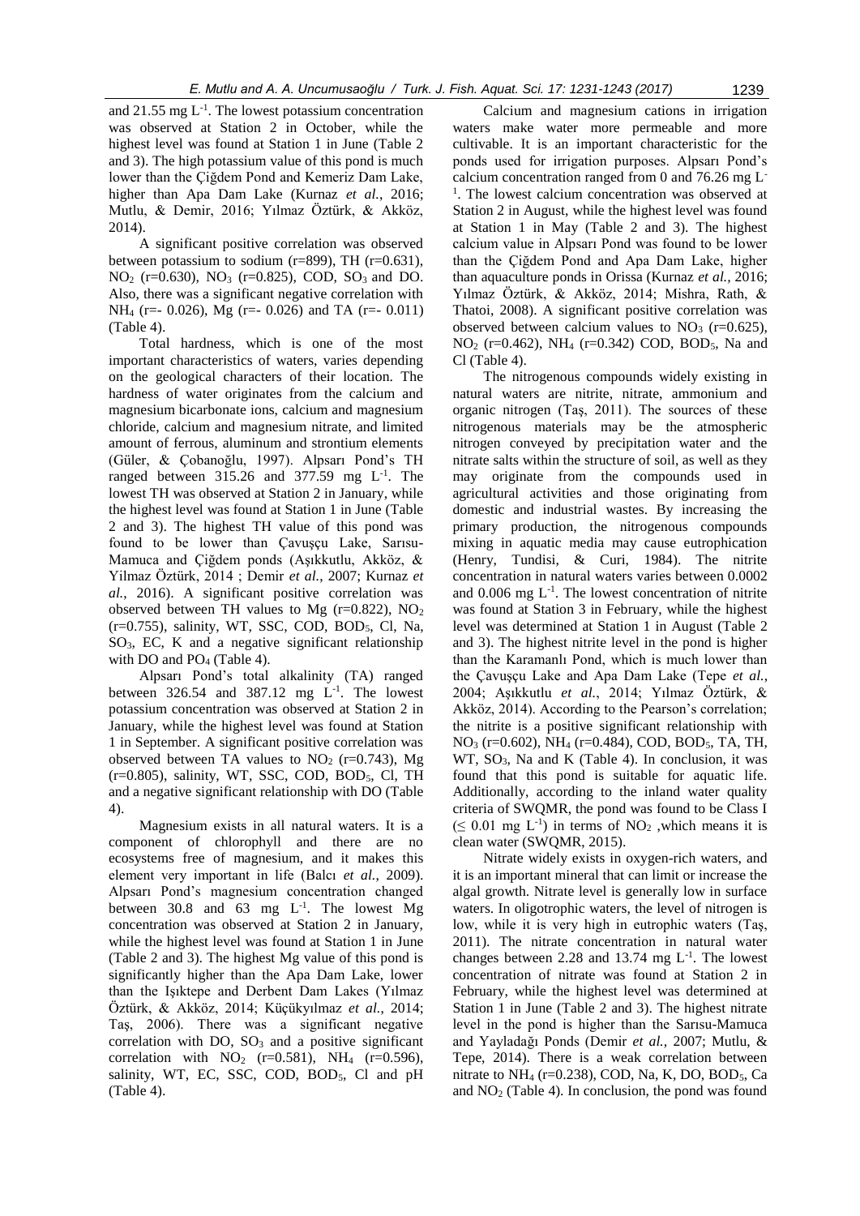and 21.55 mg $L^{-1}$. The lowest potassium concentration was observed at Station 2 in October, while the highest level was found at Station 1 in June (Table 2 and 3). The high potassium value of this pond is much lower than the Çiğdem Pond and Kemeriz Dam Lake, higher than Apa Dam Lake (Kurnaz *et al.*, 2016; Mutlu, & Demir, 2016; Yılmaz Öztürk, & Akköz, 2014).

A significant positive correlation was observed between potassium to sodium (r=899), TH (r=0.631), $NO_2$ (r=0.630), $NO_3$ (r=0.825), COD, $SO_3$ and DO. Also, there was a significant negative correlation with $NH_4$ (r=- 0.026), Mg (r=- 0.026) and TA (r=- 0.011) (Table 4).

Total hardness, which is one of the most important characteristics of waters, varies depending on the geological characters of their location. The hardness of water originates from the calcium and magnesium bicarbonate ions, calcium and magnesium chloride, calcium and magnesium nitrate, and limited amount of ferrous, aluminum and strontium elements (Güler, & Çobanoğlu, 1997). Alpsarı Pond's TH ranged between 315.26 and 377.59 mg $L^{-1}$. The lowest TH was observed at Station 2 in January, while the highest level was found at Station 1 in June (Table 2 and 3). The highest TH value of this pond was found to be lower than Çavuşçu Lake, Sarısu-Mamuca and Çiğdem ponds (Aşıkkutlu, Akköz, & Yilmaz Öztürk, 2014 ; Demir *et al.*, 2007; Kurnaz *et al.*, 2016). A significant positive correlation was observed between TH values to Mg (r=0.822), $NO_2$ (r=0.755), salinity, WT, SSC, COD, $BOD_5$, Cl, Na, $SO_3$, EC, K and a negative significant relationship with DO and $PO_4$ (Table 4).

Alpsarı Pond's total alkalinity (TA) ranged between 326.54 and 387.12 mg $L^{-1}$. The lowest potassium concentration was observed at Station 2 in January, while the highest level was found at Station 1 in September. A significant positive correlation was observed between TA values to $NO_2$ (r=0.743), Mg (r=0.805), salinity, WT, SSC, COD, $BOD_5$, Cl, TH and a negative significant relationship with DO (Table 4).

Magnesium exists in all natural waters. It is a component of chlorophyll and there are no ecosystems free of magnesium, and it makes this element very important in life (Balcı *et al.*, 2009). Alpsarı Pond's magnesium concentration changed between 30.8 and 63 mg $L^{-1}$. The lowest Mg concentration was observed at Station 2 in January, while the highest level was found at Station 1 in June (Table 2 and 3). The highest Mg value of this pond is significantly higher than the Apa Dam Lake, lower than the Işıktepe and Derbent Dam Lakes (Yılmaz Öztürk, & Akköz, 2014; Küçükyılmaz *et al.*, 2014; Taş, 2006). There was a significant negative correlation with DO, $SO_3$ and a positive significant correlation with $NO_2$ (r=0.581), $NH_4$ (r=0.596), salinity, WT, EC, SSC, COD, $BOD_5$, Cl and pH (Table 4).

Calcium and magnesium cations in irrigation waters make water more permeable and more cultivable. It is an important characteristic for the ponds used for irrigation purposes. Alpsarı Pond's calcium concentration ranged from 0 and 76.26 mg $L^{-1}$. The lowest calcium concentration was observed at Station 2 in August, while the highest level was found at Station 1 in May (Table 2 and 3). The highest calcium value in Alpsarı Pond was found to be lower than the Çiğdem Pond and Apa Dam Lake, higher than aquaculture ponds in Orissa (Kurnaz *et al.*, 2016; Yılmaz Öztürk, & Akköz, 2014; Mishra, Rath, & Thatoi, 2008). A significant positive correlation was observed between calcium values to $NO_3$ (r=0.625), $NO_2$ (r=0.462), $NH_4$ (r=0.342) COD, $BOD_5$, Na and Cl (Table 4).

The nitrogenous compounds widely existing in natural waters are nitrite, nitrate, ammonium and organic nitrogen (Taş, 2011). The sources of these nitrogenous materials may be the atmospheric nitrogen conveyed by precipitation water and the nitrate salts within the structure of soil, as well as they may originate from the compounds used in agricultural activities and those originating from domestic and industrial wastes. By increasing the primary production, the nitrogenous compounds mixing in aquatic media may cause eutrophication (Henry, Tundisi, & Curi, 1984). The nitrite concentration in natural waters varies between 0.0002 and 0.006 mg $L^{-1}$. The lowest concentration of nitrite was found at Station 3 in February, while the highest level was determined at Station 1 in August (Table 2 and 3). The highest nitrite level in the pond is higher than the Karamanlı Pond, which is much lower than the Çavuşçu Lake and Apa Dam Lake (Tepe *et al.*, 2004; Aşıkkutlu *et al.*, 2014; Yılmaz Öztürk, & Akköz, 2014). According to the Pearson's correlation; the nitrite is a positive significant relationship with $NO_3$ (r=0.602), $NH_4$ (r=0.484), COD, $BOD_5$, TA, TH, WT, $SO_3$, Na and K (Table 4). In conclusion, it was found that this pond is suitable for aquatic life. Additionally, according to the inland water quality criteria of SWQMR, the pond was found to be Class I ($\leq$ 0.01 mg $L^{-1}$) in terms of $NO_2$ ,which means it is clean water (SWQMR, 2015).

Nitrate widely exists in oxygen-rich waters, and it is an important mineral that can limit or increase the algal growth. Nitrate level is generally low in surface waters. In oligotrophic waters, the level of nitrogen is low, while it is very high in eutrophic waters (Taş, 2011). The nitrate concentration in natural water changes between 2.28 and 13.74 mg $L^{-1}$. The lowest concentration of nitrate was found at Station 2 in February, while the highest level was determined at Station 1 in June (Table 2 and 3). The highest nitrate level in the pond is higher than the Sarısu-Mamuca and Yayladağı Ponds (Demir *et al.*, 2007; Mutlu, & Tepe, 2014). There is a weak correlation between nitrate to $NH_4$ (r=0.238), COD, Na, K, DO, $BOD_5$, Ca and $NO_2$ (Table 4). In conclusion, the pond was found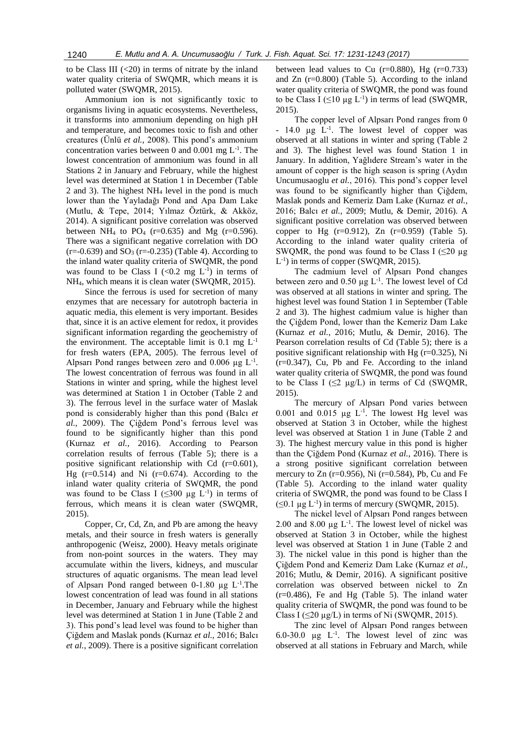to be Class III (<20) in terms of nitrate by the inland water quality criteria of SWQMR, which means it is polluted water (SWQMR, 2015).

Ammonium ion is not significantly toxic to organisms living in aquatic ecosystems. Nevertheless, it transforms into ammonium depending on high pH and temperature, and becomes toxic to fish and other creatures (Ünlü *et al.*, 2008). This pond's ammonium concentration varies between 0 and 0.001 mg $L^{-1}$. The lowest concentration of ammonium was found in all Stations 2 in January and February, while the highest level was determined at Station 1 in December (Table 2 and 3). The highest $NH_4$ level in the pond is much lower than the Yayladağı Pond and Apa Dam Lake (Mutlu, & Tepe, 2014; Yılmaz Öztürk, & Akköz, 2014). A significant positive correlation was observed between $NH_4$ to $PO_4$ (r=0.635) and Mg (r=0.596). There was a significant negative correlation with DO (r=-0.639) and $SO_3$ (r=-0.235) (Table 4). According to the inland water quality criteria of SWQMR, the pond was found to be Class I (<0.2 mg $L^{-1}$) in terms of $NH_4$, which means it is clean water (SWQMR, 2015).

Since the ferrous is used for secretion of many enzymes that are necessary for autotroph bacteria in aquatic media, this element is very important. Besides that, since it is an active element for redox, it provides significant information regarding the geochemistry of the environment. The acceptable limit is 0.1 mg $L^{-1}$ for fresh waters (EPA, 2005). The ferrous level of Alpsarı Pond ranges between zero and 0.006 µg $L^{-1}$. The lowest concentration of ferrous was found in all Stations in winter and spring, while the highest level was determined at Station 1 in October (Table 2 and 3). The ferrous level in the surface water of Maslak pond is considerably higher than this pond (Balcı *et al.*, 2009). The Çiğdem Pond's ferrous level was found to be significantly higher than this pond (Kurnaz *et al.*, 2016). According to Pearson correlation results of ferrous (Table 5); there is a positive significant relationship with Cd (r=0.601), Hg (r=0.514) and Ni (r=0.674). According to the inland water quality criteria of SWQMR, the pond was found to be Class I (≤300 µg $L^{-1}$) in terms of ferrous, which means it is clean water (SWQMR, 2015).

Copper, Cr, Cd, Zn, and Pb are among the heavy metals, and their source in fresh waters is generally anthropogenic (Weisz, 2000). Heavy metals originate from non-point sources in the waters. They may accumulate within the livers, kidneys, and muscular structures of aquatic organisms. The mean lead level of Alpsarı Pond ranged between 0-1.80 µg $L^{-1}$. The lowest concentration of lead was found in all stations in December, January and February while the highest level was determined at Station 1 in June (Table 2 and 3). This pond's lead level was found to be higher than Çiğdem and Maslak ponds (Kurnaz *et al.*, 2016; Balcı *et al.*, 2009). There is a positive significant correlation between lead values to Cu (r=0.880), Hg (r=0.733) and Zn (r=0.800) (Table 5). According to the inland water quality criteria of SWQMR, the pond was found to be Class I (≤10 µg $L^{-1}$) in terms of lead (SWQMR, 2015).

The copper level of Alpsarı Pond ranges from 0 - 14.0 µg $L^{-1}$. The lowest level of copper was observed at all stations in winter and spring (Table 2 and 3). The highest level was found Station 1 in January. In addition, Yağlıdere Stream's water in the amount of copper is the high season is spring (Aydın Uncumusaoglu *et al.*, 2016). This pond's copper level was found to be significantly higher than Çiğdem, Maslak ponds and Kemeriz Dam Lake (Kurnaz *et al.*, 2016; Balcı *et al.*, 2009; Mutlu, & Demir, 2016). A significant positive correlation was observed between copper to Hg (r=0.912), Zn (r=0.959) (Table 5). According to the inland water quality criteria of SWQMR, the pond was found to be Class I (≤20 µg $L^{-1}$) in terms of copper (SWQMR, 2015).

The cadmium level of Alpsarı Pond changes between zero and 0.50 µg $L^{-1}$. The lowest level of Cd was observed at all stations in winter and spring. The highest level was found Station 1 in September (Table 2 and 3). The highest cadmium value is higher than the Çiğdem Pond, lower than the Kemeriz Dam Lake (Kurnaz *et al.*, 2016; Mutlu, & Demir, 2016). The Pearson correlation results of Cd (Table 5); there is a positive significant relationship with Hg (r=0.325), Ni (r=0.347), Cu, Pb and Fe. According to the inland water quality criteria of SWQMR, the pond was found to be Class I (≤2 µg/L) in terms of Cd (SWQMR, 2015).

The mercury of Alpsarı Pond varies between 0.001 and 0.015 µg $L^{-1}$. The lowest Hg level was observed at Station 3 in October, while the highest level was observed at Station 1 in June (Table 2 and 3). The highest mercury value in this pond is higher than the Çiğdem Pond (Kurnaz *et al.*, 2016). There is a strong positive significant correlation between mercury to Zn (r=0.956), Ni (r=0.584), Pb, Cu and Fe (Table 5). According to the inland water quality criteria of SWQMR, the pond was found to be Class I (≤0.1 µg $L^{-1}$) in terms of mercury (SWQMR, 2015).

The nickel level of Alpsarı Pond ranges between 2.00 and 8.00 µg $L^{-1}$. The lowest level of nickel was observed at Station 3 in October, while the highest level was observed at Station 1 in June (Table 2 and 3). The nickel value in this pond is higher than the Çiğdem Pond and Kemeriz Dam Lake (Kurnaz *et al.*, 2016; Mutlu, & Demir, 2016). A significant positive correlation was observed between nickel to Zn (r=0.486), Fe and Hg (Table 5). The inland water quality criteria of SWQMR, the pond was found to be Class I (≤20 µg/L) in terms of Ni (SWQMR, 2015).

The zinc level of Alpsarı Pond ranges between 6.0-30.0 µg $L^{-1}$. The lowest level of zinc was observed at all stations in February and March, while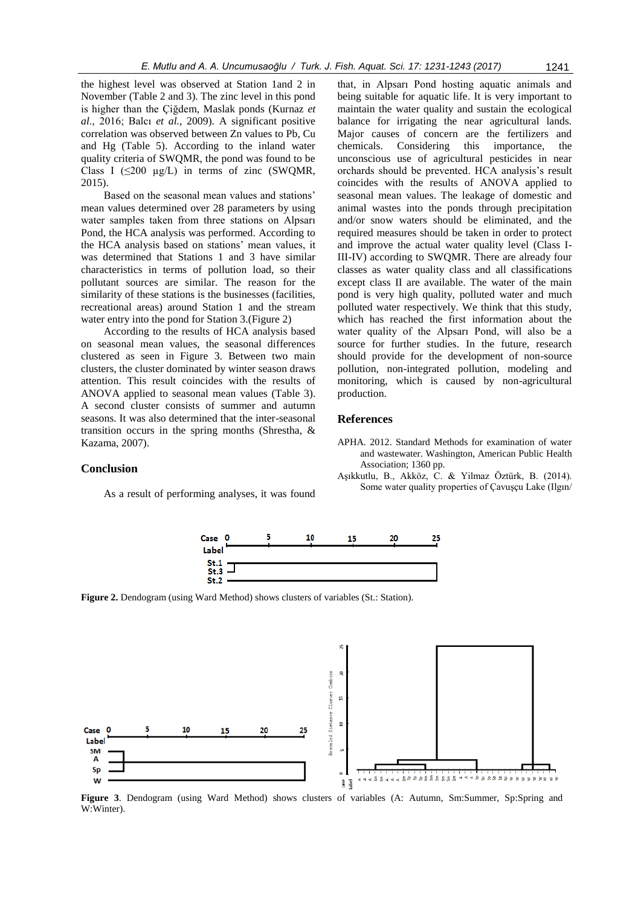the highest level was observed at Station 1and 2 in November (Table 2 and 3). The zinc level in this pond is higher than the Çiğdem, Maslak ponds (Kurnaz *et al*., 2016; Balcı *et al.*, 2009). A significant positive correlation was observed between Zn values to Pb, Cu and Hg (Table 5). According to the inland water quality criteria of SWQMR, the pond was found to be Class I (≤200 µg/L) in terms of zinc (SWQMR, 2015).

Based on the seasonal mean values and stations' mean values determined over 28 parameters by using water samples taken from three stations on Alpsarı Pond, the HCA analysis was performed. According to the HCA analysis based on stations' mean values, it was determined that Stations 1 and 3 have similar characteristics in terms of pollution load, so their pollutant sources are similar. The reason for the similarity of these stations is the businesses (facilities, recreational areas) around Station 1 and the stream water entry into the pond for Station 3.(Figure 2)

According to the results of HCA analysis based on seasonal mean values, the seasonal differences clustered as seen in Figure 3. Between two main clusters, the cluster dominated by winter season draws attention. This result coincides with the results of ANOVA applied to seasonal mean values (Table 3). A second cluster consists of summer and autumn seasons. It was also determined that the inter-seasonal transition occurs in the spring months (Shrestha, & Kazama, 2007).

## Conclusion

As a result of performing analyses, it was found that, in Alpsarı Pond hosting aquatic animals and being suitable for aquatic life. It is very important to maintain the water quality and sustain the ecological balance for irrigating the near agricultural lands. Major causes of concern are the fertilizers and chemicals. Considering this importance, the unconscious use of agricultural pesticides in near orchards should be prevented. HCA analysis's result coincides with the results of ANOVA applied to seasonal mean values. The leakage of domestic and animal wastes into the ponds through precipitation and/or snow waters should be eliminated, and the required measures should be taken in order to protect and improve the actual water quality level (Class I-III-IV) according to SWQMR. There are already four classes as water quality class and all classifications except class II are available. The water of the main pond is very high quality, polluted water and much polluted water respectively. We think that this study, which has reached the first information about the water quality of the Alpsarı Pond, will also be a source for further studies. In the future, research should provide for the development of non-source pollution, non-integrated pollution, modeling and monitoring, which is caused by non-agricultural production.

## References

APHA. 2012. Standard Methods for examination of water and wastewater. Washington, American Public Health Association; 1360 pp.

Aşıkkutlu, B., Akköz, C. & Yilmaz Öztürk, B. (2014). Some water quality properties of Çavuşçu Lake (Ilgın/

**Figure 2.** Dendogram (using Ward Method) shows clusters of variables (St.: Station).

**Figure 3**. Dendogram (using Ward Method) shows clusters of variables (A: Autumn, Sm:Summer, Sp:Spring and W:Winter).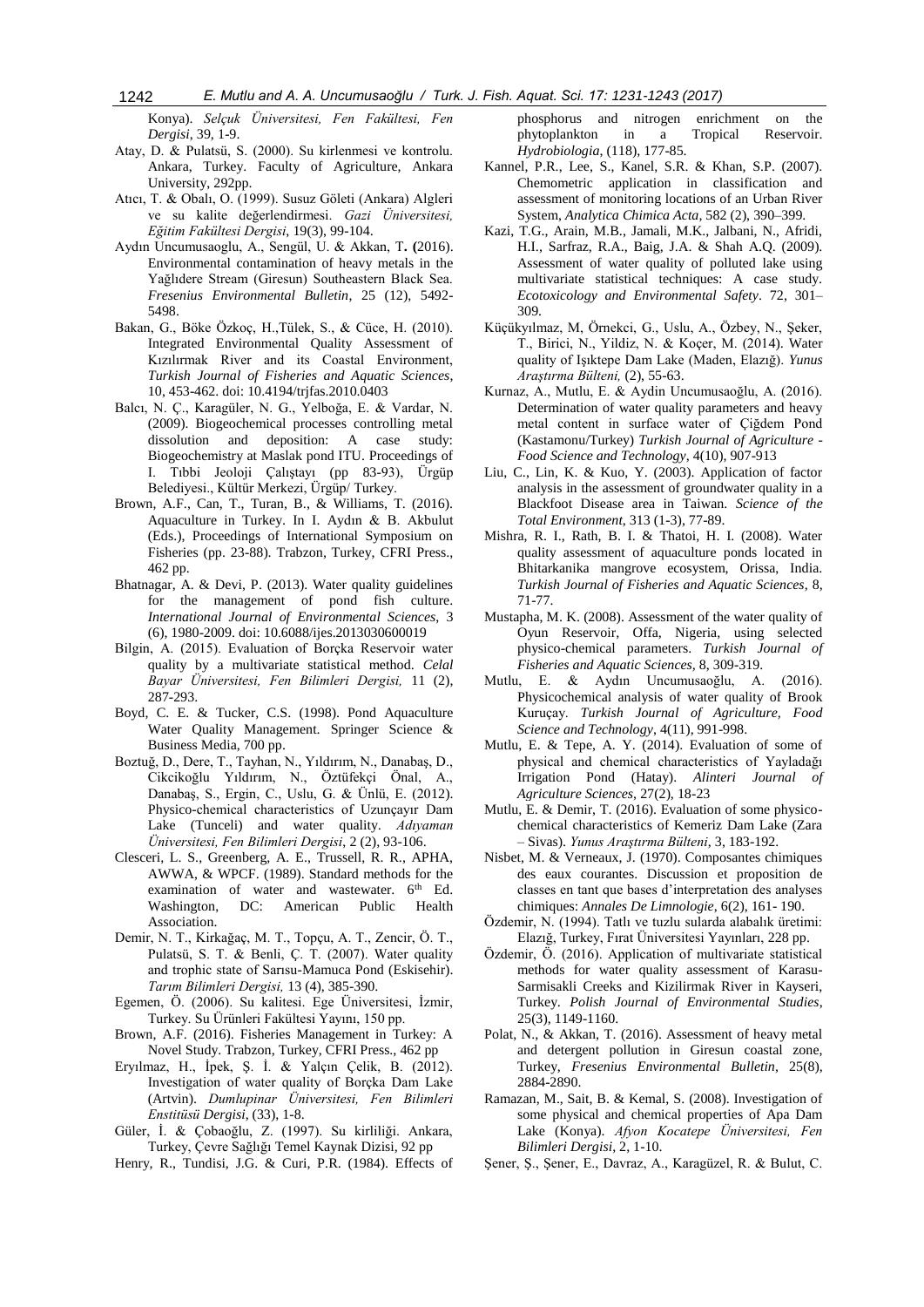Konya). *Selçuk Üniversitesi, Fen Fakültesi, Fen Dergisi*, 39, 1-9.

Atay, D. & Pulatsü, S. (2000). Su kirlenmesi ve kontrolu. Ankara, Turkey. Faculty of Agriculture, Ankara University, 292pp.

Atıcı, T. & Obalı, O. (1999). Susuz Göleti (Ankara) Algleri ve su kalite değerlendirmesi. *Gazi Üniversitesi, Eğitim Fakültesi Dergisi*, 19(3), 99-104.

Aydın Uncumusaoglu, A., Sengül, U. & Akkan, T**.** **(**2016). Environmental contamination of heavy metals in the Yağlıdere Stream (Giresun) Southeastern Black Sea. *Fresenius Environmental Bulletin*, 25 (12), 5492-5498.

Bakan, G., Böke Özkoç, H.,Tülek, S., & Cüce, H. (2010). Integrated Environmental Quality Assessment of Kızılırmak River and its Coastal Environment, *Turkish Journal of Fisheries and Aquatic Sciences*, 10, 453-462. doi: 10.4194/trjfas.2010.0403

Balcı, N. Ç., Karagüler, N. G., Yelboğa, E. & Vardar, N. (2009). Biogeochemical processes controlling metal dissolution and deposition: A case study: Biogeochemistry at Maslak pond ITU. Proceedings of I. Tıbbi Jeoloji Çalıştayı (pp 83-93), Ürgüp Belediyesi., Kültür Merkezi, Ürgüp/ Turkey.

Brown, A.F., Can, T., Turan, B., & Williams, T. (2016). Aquaculture in Turkey. In I. Aydın & B. Akbulut (Eds.), Proceedings of International Symposium on Fisheries (pp. 23-88). Trabzon, Turkey, CFRI Press., 462 pp.

Bhatnagar, A. & Devi, P. (2013). Water quality guidelines for the management of pond fish culture. *International Journal of Environmental Sciences*, 3 (6), 1980-2009. doi: 10.6088/ijes.2013030600019

Bilgin, A. (2015). Evaluation of Borçka Reservoir water quality by a multivariate statistical method. *Celal Bayar Üniversitesi, Fen Bilimleri Dergisi,* 11 (2), 287-293.

Boyd, C. E. & Tucker, C.S. (1998). Pond Aquaculture Water Quality Management. Springer Science & Business Media, 700 pp.

Boztuğ, D., Dere, T., Tayhan, N., Yıldırım, N., Danabaş, D., Cikcikoğlu Yıldırım, N., Öztüfekçi Önal, A., Danabaş, S., Ergin, C., Uslu, G. & Ünlü, E. (2012). Physico-chemical characteristics of Uzunçayır Dam Lake (Tunceli) and water quality. *Adıyaman Üniversitesi, Fen Bilimleri Dergisi*, 2 (2), 93-106.

Clesceri, L. S., Greenberg, A. E., Trussell, R. R., APHA, AWWA, & WPCF. (1989). Standard methods for the examination of water and wastewater. 6th Ed. Washington, DC: American Public Health Association.

Demir, N. T., Kirkağaç, M. T., Topçu, A. T., Zencir, Ö. T., Pulatsü, S. T. & Benli, Ç. T. (2007). Water quality and trophic state of Sarısu-Mamuca Pond (Eskisehir). *Tarım Bilimleri Dergisi,* 13 (4), 385-390.

Egemen, Ö. (2006). Su kalitesi. Ege Üniversitesi, İzmir, Turkey. Su Ürünleri Fakültesi Yayını, 150 pp.

Brown, A.F. (2016). Fisheries Management in Turkey: A Novel Study. Trabzon, Turkey, CFRI Press., 462 pp

Eryılmaz, H., İpek, Ş. İ. & Yalçın Çelik, B. (2012). Investigation of water quality of Borçka Dam Lake (Artvin). *Dumlupinar Üniversitesi, Fen Bilimleri Enstitüsü Dergisi*, (33), 1-8.

Güler, İ. & Çobaoğlu, Z. (1997). Su kirliliği. Ankara, Turkey, Çevre Sağlığı Temel Kaynak Dizisi, 92 pp

Henry, R., Tundisi, J.G. & Curi, P.R. (1984). Effects of phosphorus and nitrogen enrichment on the phytoplankton in a Tropical Reservoir. *Hydrobiologia*, (118), 177-85.

Kannel, P.R., Lee, S., Kanel, S.R. & Khan, S.P. (2007). Chemometric application in classification and assessment of monitoring locations of an Urban River System, *Analytica Chimica Acta*, 582 (2), 390–399.

Kazi, T.G., Arain, M.B., Jamali, M.K., Jalbani, N., Afridi, H.I., Sarfraz, R.A., Baig, J.A. & Shah A.Q. (2009). Assessment of water quality of polluted lake using multivariate statistical techniques: A case study. *Ecotoxicology and Environmental Safety*. 72, 301–309.

Küçükyılmaz, M, Örnekci, G., Uslu, A., Özbey, N., Şeker, T., Birici, N., Yildiz, N. & Koçer, M. (2014). Water quality of Işıktepe Dam Lake (Maden, Elazığ). *Yunus Araştırma Bülteni,* (2), 55-63.

Kurnaz, A., Mutlu, E. & Aydin Uncumusaoğlu, A. (2016). Determination of water quality parameters and heavy metal content in surface water of Çiğdem Pond (Kastamonu/Turkey) *Turkish Journal of Agriculture - Food Science and Technology*, 4(10), 907-913

Liu, C., Lin, K. & Kuo, Y. (2003). Application of factor analysis in the assessment of groundwater quality in a Blackfoot Disease area in Taiwan. *Science of the Total Environment*, 313 (1-3), 77-89.

Mishra, R. I., Rath, B. I. & Thatoi, H. I. (2008). Water quality assessment of aquaculture ponds located in Bhitarkanika mangrove ecosystem, Orissa, India. *Turkish Journal of Fisheries and Aquatic Sciences*, 8, 71-77.

Mustapha, M. K. (2008). Assessment of the water quality of Oyun Reservoir, Offa, Nigeria, using selected physico-chemical parameters. *Turkish Journal of Fisheries and Aquatic Sciences,* 8, 309-319.

Mutlu, E. & Aydın Uncumusaoğlu, A. (2016). Physicochemical analysis of water quality of Brook Kuruçay. *Turkish Journal of Agriculture, Food Science and Technology*, 4(11), 991-998.

Mutlu, E. & Tepe, A. Y. (2014). Evaluation of some of physical and chemical characteristics of Yayladağı Irrigation Pond (Hatay). *Alinteri Journal of Agriculture Sciences*, 27(2), 18-23

Mutlu, E. & Demir, T. (2016). Evaluation of some physico-chemical characteristics of Kemeriz Dam Lake (Zara – Sivas). *Yunus Araştırma Bülteni*, 3, 183-192.

Nisbet, M. & Verneaux, J. (1970). Composantes chimiques des eaux courantes. Discussion et proposition de classes en tant que bases d'interpretation des analyses chimiques: *Annales De Limnologie*, 6(2), 161- 190.

Özdemir, N. (1994). Tatlı ve tuzlu sularda alabalık üretimi: Elazığ, Turkey, Fırat Üniversitesi Yayınları, 228 pp.

Özdemir, Ö. (2016). Application of multivariate statistical methods for water quality assessment of Karasu-Sarmisakli Creeks and Kizilirmak River in Kayseri, Turkey. *Polish Journal of Environmental Studies*, 25(3), 1149-1160.

Polat, N., & Akkan, T. (2016). Assessment of heavy metal and detergent pollution in Giresun coastal zone, Turkey, *Fresenius Environmental Bulletin*, 25(8), 2884-2890.

Ramazan, M., Sait, B. & Kemal, S. (2008). Investigation of some physical and chemical properties of Apa Dam Lake (Konya). *Afyon Kocatepe Üniversitesi, Fen Bilimleri Dergisi*, 2, 1-10.

Şener, Ş., Şener, E., Davraz, A., Karagüzel, R. & Bulut, C.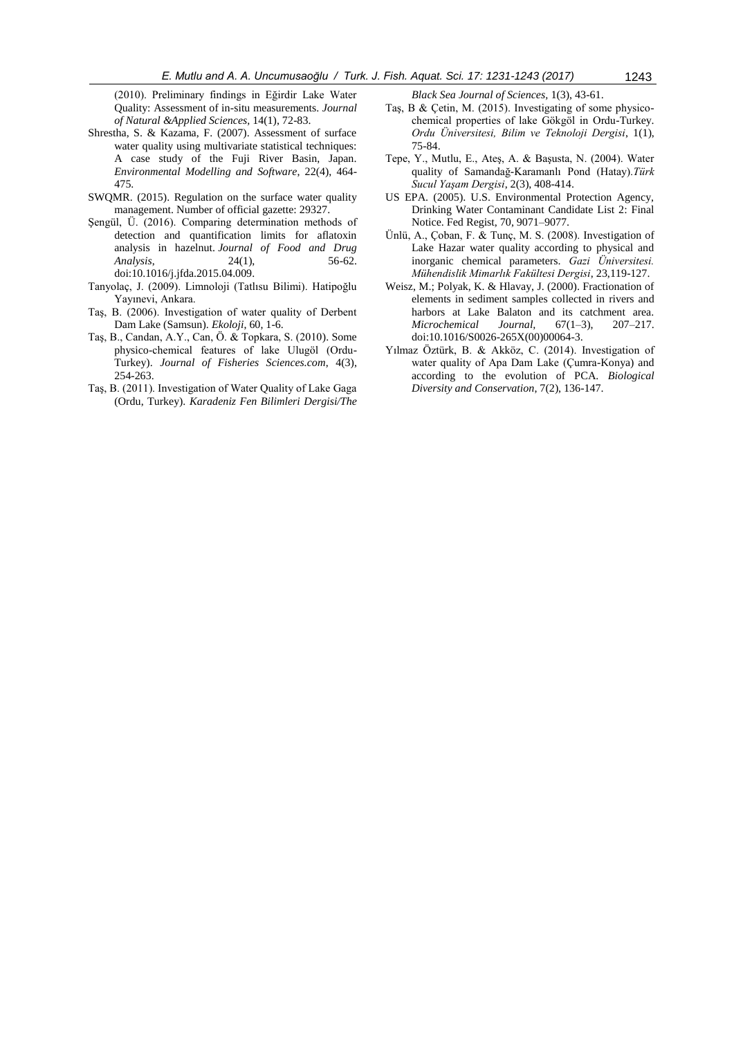(2010). Preliminary findings in Eğirdir Lake Water Quality: Assessment of in-situ measurements. *Journal of Natural &Applied Sciences,* 14(1), 72-83.

Shrestha, S. & Kazama, F. (2007). Assessment of surface water quality using multivariate statistical techniques: A case study of the Fuji River Basin, Japan. *Environmental Modelling and Software,* 22(4), 464-475.

SWQMR. (2015). Regulation on the surface water quality management. Number of official gazette: 29327.

Şengül, Ü. (2016). Comparing determination methods of detection and quantification limits for aflatoxin analysis in hazelnut. *Journal of Food and Drug Analysis,* 24(1), 56-62. doi:10.1016/j.jfda.2015.04.009.

Tanyolaç, J. (2009). Limnoloji (Tatlısu Bilimi). Hatipoğlu Yayınevi, Ankara.

Taş, B. (2006). Investigation of water quality of Derbent Dam Lake (Samsun). *Ekoloji*, 60, 1-6.

Taş, B., Candan, A.Y., Can, Ö. & Topkara, S. (2010). Some physico-chemical features of lake Ulugöl (Ordu-Turkey). *Journal of Fisheries Sciences.com*, 4(3), 254-263.

Taş, B. (2011). Investigation of Water Quality of Lake Gaga (Ordu, Turkey). *Karadeniz Fen Bilimleri Dergisi/The Black Sea Journal of Sciences*, 1(3), 43-61.

Taş, B & Çetin, M. (2015). Investigating of some physico-chemical properties of lake Gökgöl in Ordu-Turkey. *Ordu Üniversitesi, Bilim ve Teknoloji Dergisi*, 1(1), 75-84.

Tepe, Y., Mutlu, E., Ateş, A. & Başusta, N. (2004). Water quality of Samandağ-Karamanlı Pond (Hatay).*Türk Sucul Yaşam Dergisi*, 2(3), 408-414.

US EPA. (2005). U.S. Environmental Protection Agency, Drinking Water Contaminant Candidate List 2: Final Notice. Fed Regist, 70, 9071–9077.

Ünlü, A., Çoban, F. & Tunç, M. S. (2008). Investigation of Lake Hazar water quality according to physical and inorganic chemical parameters. *Gazi Üniversitesi. Mühendislik Mimarlık Fakültesi Dergisi*, 23,119-127.

Weisz, M.; Polyak, K. & Hlavay, J. (2000). Fractionation of elements in sediment samples collected in rivers and harbors at Lake Balaton and its catchment area. *Microchemical Journal,* 67(1–3), 207–217. doi:10.1016/S0026-265X(00)00064-3.

Yılmaz Öztürk, B. & Akköz, C. (2014). Investigation of water quality of Apa Dam Lake (Çumra-Konya) and according to the evolution of PCA. *Biological Diversity and Conservation*, 7(2), 136-147.